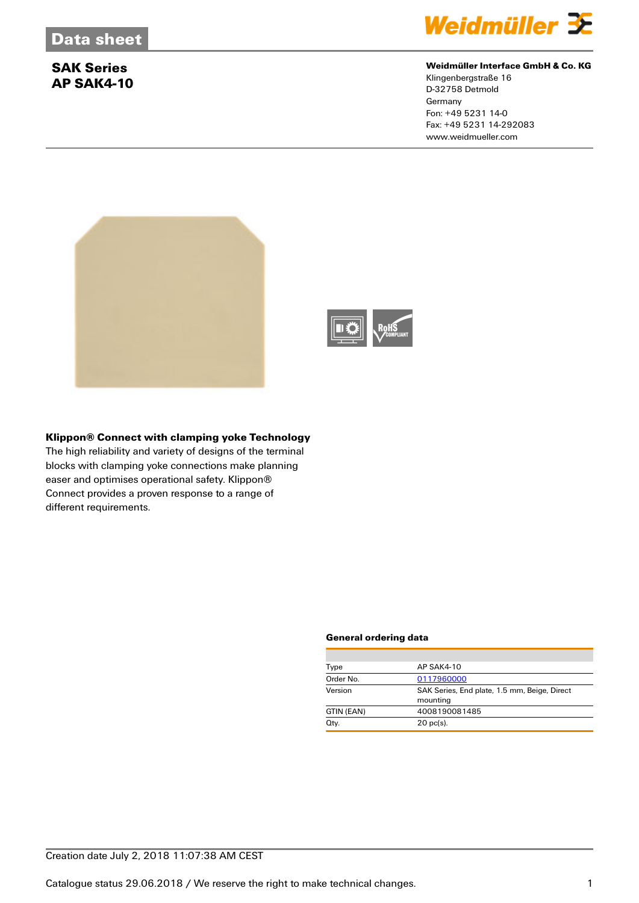# Data sheet

## SAK Series
## AP SAK4-10

**Weidmüller Interface GmbH & Co. KG**
Klingenbergstraße 16
D-32758 Detmold
Germany
Fon: +49 5231 14-0
Fax: +49 5231 14-292083
www.weidmueller.com

**Klippon® Connect with clamping yoke Technology**
The high reliability and variety of designs of the terminal blocks with clamping yoke connections make planning easer and optimises operational safety. Klippon® Connect provides a proven response to a range of different requirements.

### General ordering data

| | |
|---|---|
| Type | AP SAK4-10 |
| Order No. | 0117960000 |
| Version | SAK Series, End plate, 1.5 mm, Beige, Direct mounting |
| GTIN (EAN) | 4008190081485 |
| Qty. | 20 pc(s). |

Creation date July 2, 2018 11:07:38 AM CEST

Catalogue status 29.06.2018 / We reserve the right to make technical changes.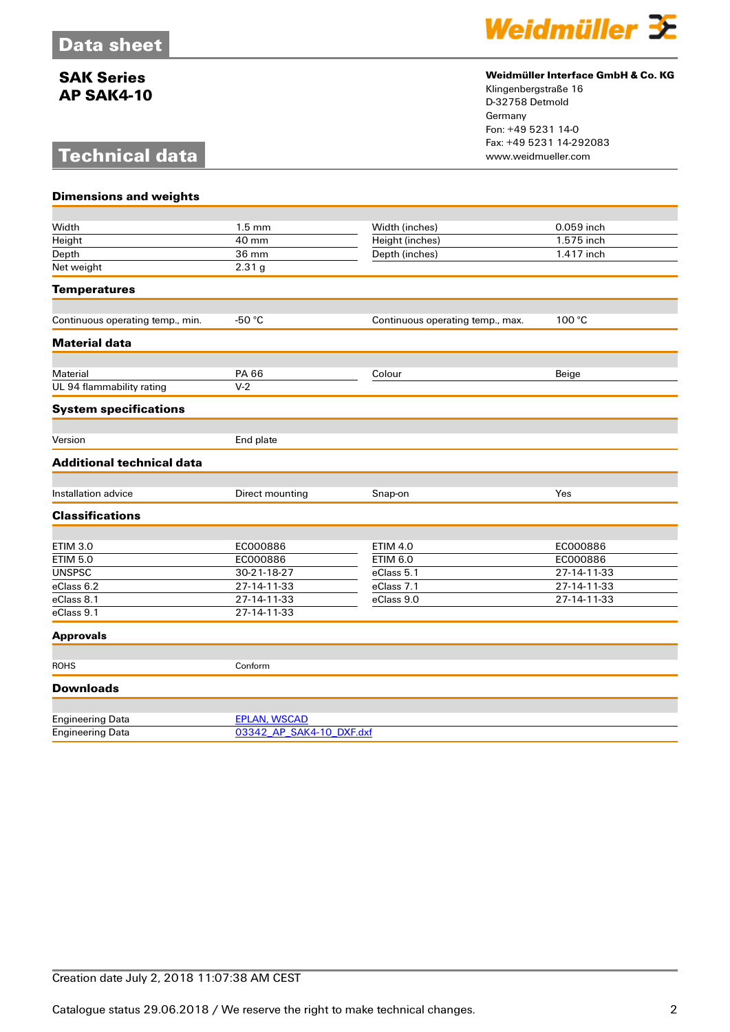# Data sheet

## SAK Series
## AP SAK4-10

**Weidmüller Interface GmbH & Co. KG**
Klingenbergstraße 16
D-32758 Detmold
Germany
Fon: +49 5231 14-0
Fax: +49 5231 14-292083
www.weidmueller.com

# Technical data

### Dimensions and weights

| | | | |
|---|---|---|---|
| Width | 1.5 mm | Width (inches) | 0.059 inch |
| Height | 40 mm | Height (inches) | 1.575 inch |
| Depth | 36 mm | Depth (inches) | 1.417 inch |
| Net weight | 2.31 g | | |

### Temperatures

| | | | |
|---|---|---|---|
| Continuous operating temp., min. | -50 °C | Continuous operating temp., max. | 100 °C |

### Material data

| | | | |
|---|---|---|---|
| Material | PA 66 | Colour | Beige |
| UL 94 flammability rating | V-2 | | |

### System specifications

| | |
|---|---|
| Version | End plate |

### Additional technical data

| | | | |
|---|---|---|---|
| Installation advice | Direct mounting | Snap-on | Yes |

### Classifications

| | | | |
|---|---|---|---|
| ETIM 3.0 | EC000886 | ETIM 4.0 | EC000886 |
| ETIM 5.0 | EC000886 | ETIM 6.0 | EC000886 |
| UNSPSC | 30-21-18-27 | eClass 5.1 | 27-14-11-33 |
| eClass 6.2 | 27-14-11-33 | eClass 7.1 | 27-14-11-33 |
| eClass 8.1 | 27-14-11-33 | eClass 9.0 | 27-14-11-33 |
| eClass 9.1 | 27-14-11-33 | | |

### Approvals

| | |
|---|---|
| ROHS | Conform |

### Downloads

| | |
|---|---|
| Engineering Data | EPLAN, WSCAD |
| Engineering Data | 03342_AP_SAK4-10_DXF.dxf |

Creation date July 2, 2018 11:07:38 AM CEST

Catalogue status 29.06.2018 / We reserve the right to make technical changes.